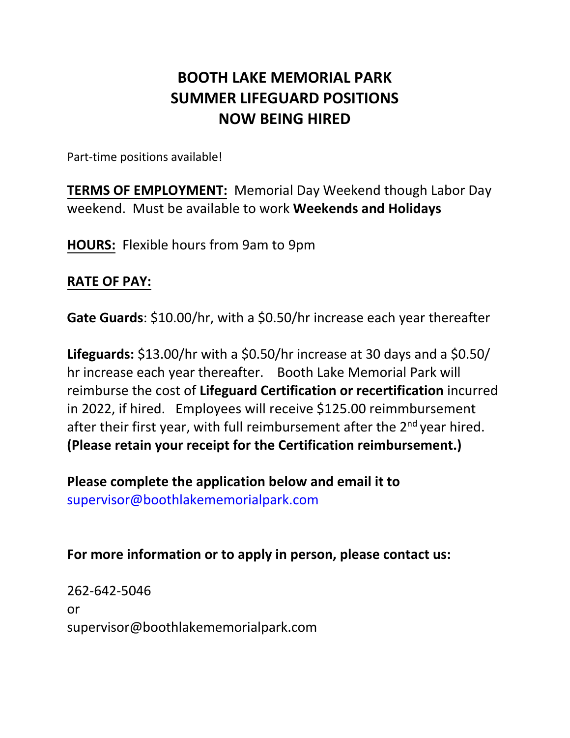# BOOTH LAKE MEMORIAL PARK
# SUMMER LIFEGUARD POSITIONS
# NOW BEING HIRED

Part-time positions available!

**TERMS OF EMPLOYMENT:** Memorial Day Weekend though Labor Day weekend. Must be available to work **Weekends and Holidays**

**HOURS:** Flexible hours from 9am to 9pm

**RATE OF PAY:**

**Gate Guards**: $10.00/hr, with a $0.50/hr increase each year thereafter

**Lifeguards:** $13.00/hr with a $0.50/hr increase at 30 days and a $0.50/hr increase each year thereafter. Booth Lake Memorial Park will reimburse the cost of **Lifeguard Certification or recertification** incurred in 2022, if hired. Employees will receive $125.00 reimmbursement after their first year, with full reimbursement after the 2nd year hired. **(Please retain your receipt for the Certification reimbursement.)**

**Please complete the application below and email it to**
supervisor@boothlakememorialpark.com

**For more information or to apply in person, please contact us:**

262-642-5046
or
supervisor@boothlakememorialpark.com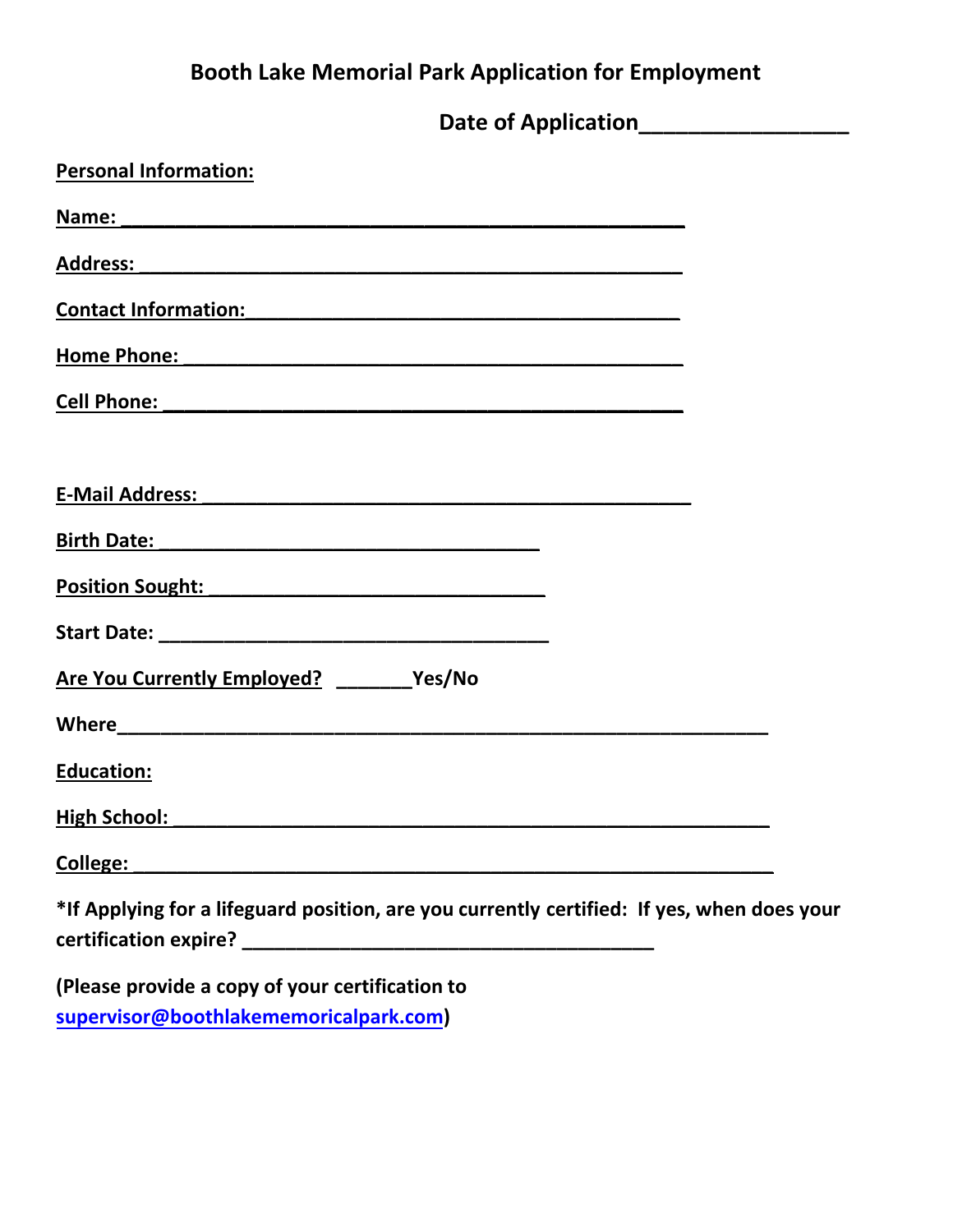# Booth Lake Memorial Park Application for Employment

**Date of Application_________________**

**Personal Information:**

**Name: ______________________________________________**

**Address: ____________________________________________**

**Contact Information:_________________________________**

**Home Phone: _________________________________________**

**Cell Phone: __________________________________________**

**E-Mail Address: _______________________________________**

**Birth Date: ______________________________**

**Position Sought: ___________________________**

**Start Date: _________________________________**

**Are You Currently Employed? _______Yes/No**

**Where____________________________________________________**

**Education:**

**High School: ______________________________________________**

**College: __________________________________________________**

**\*If Applying for a lifeguard position, are you currently certified: If yes, when does your certification expire? _______________________________**

**(Please provide a copy of your certification to supervisor@boothlakememoricalpark.com)**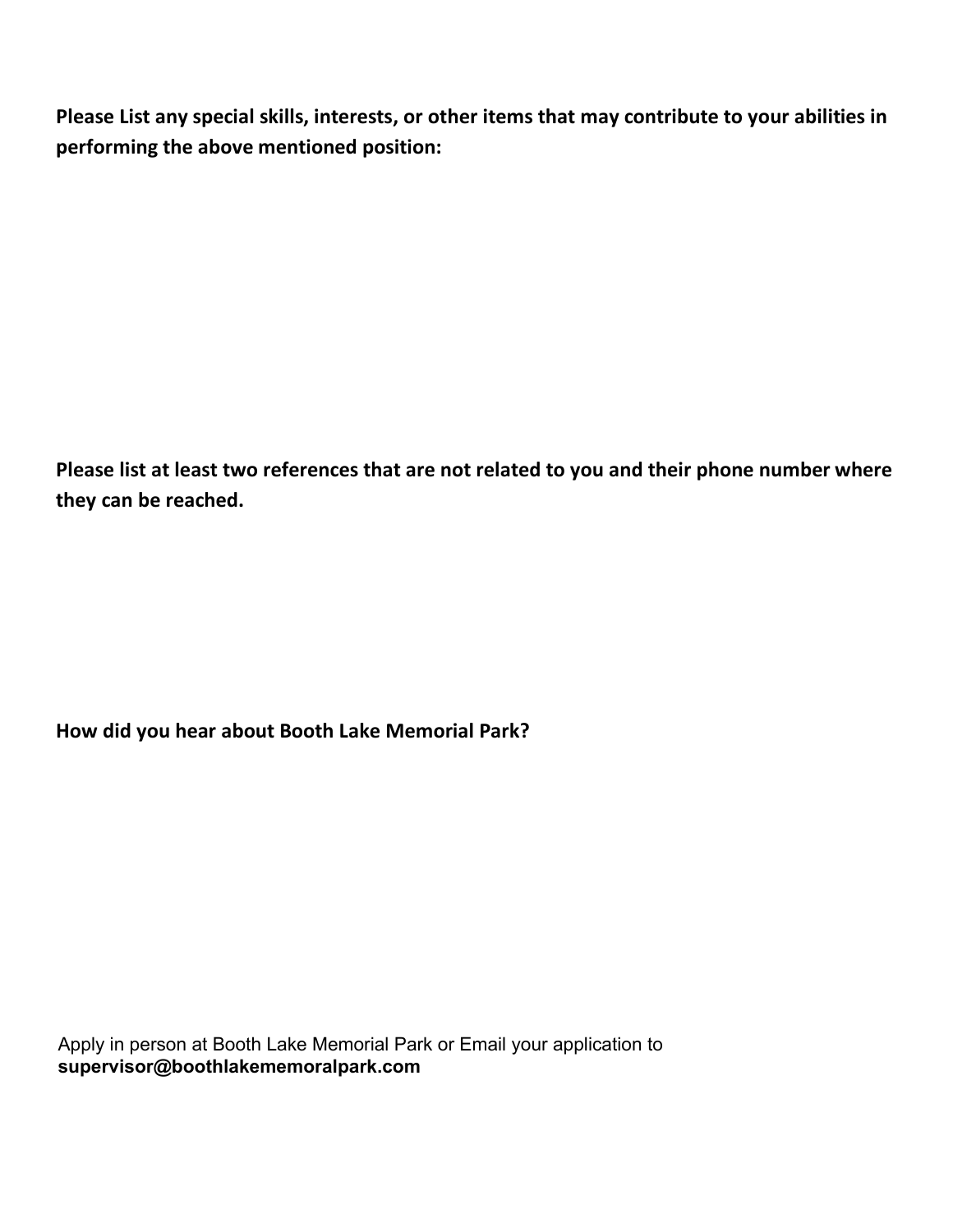**Please List any special skills, interests, or other items that may contribute to your abilities in performing the above mentioned position:**

**Please list at least two references that are not related to you and their phone number where they can be reached.**

**How did you hear about Booth Lake Memorial Park?**

Apply in person at Booth Lake Memorial Park or Email your application to **supervisor@boothlakememoralpark.com**